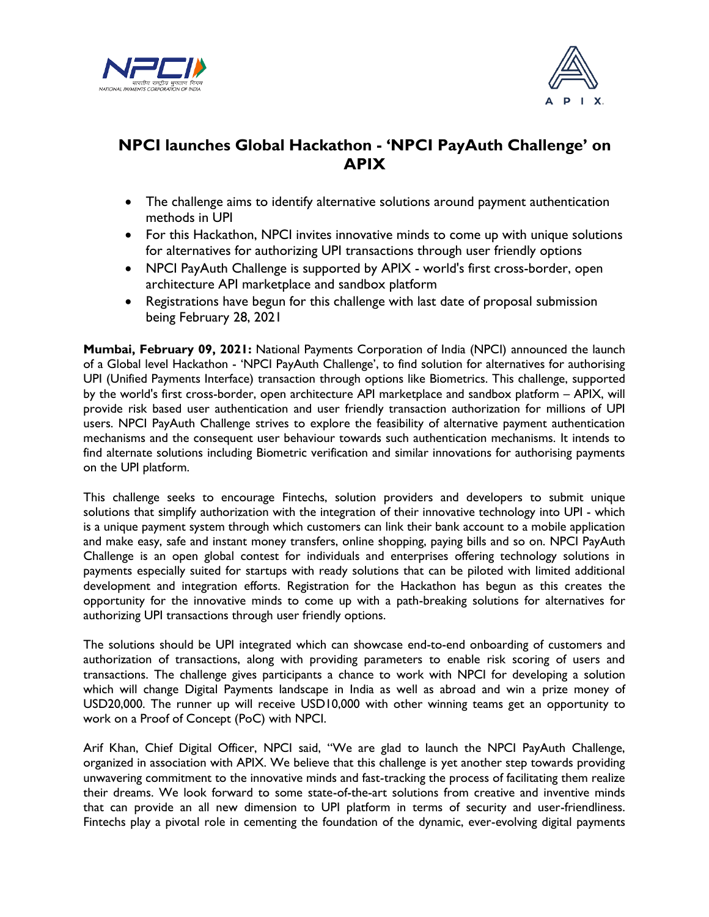# NPCI launches Global Hackathon - 'NPCI PayAuth Challenge' on APIX

- The challenge aims to identify alternative solutions around payment authentication methods in UPI
- For this Hackathon, NPCI invites innovative minds to come up with unique solutions for alternatives for authorizing UPI transactions through user friendly options
- NPCI PayAuth Challenge is supported by APIX - world's first cross-border, open architecture API marketplace and sandbox platform
- Registrations have begun for this challenge with last date of proposal submission being February 28, 2021

**Mumbai, February 09, 2021:** National Payments Corporation of India (NPCI) announced the launch of a Global level Hackathon - 'NPCI PayAuth Challenge', to find solution for alternatives for authorising UPI (Unified Payments Interface) transaction through options like Biometrics. This challenge, supported by the world's first cross-border, open architecture API marketplace and sandbox platform – APIX, will provide risk based user authentication and user friendly transaction authorization for millions of UPI users. NPCI PayAuth Challenge strives to explore the feasibility of alternative payment authentication mechanisms and the consequent user behaviour towards such authentication mechanisms. It intends to find alternate solutions including Biometric verification and similar innovations for authorising payments on the UPI platform.

This challenge seeks to encourage Fintechs, solution providers and developers to submit unique solutions that simplify authorization with the integration of their innovative technology into UPI - which is a unique payment system through which customers can link their bank account to a mobile application and make easy, safe and instant money transfers, online shopping, paying bills and so on. NPCI PayAuth Challenge is an open global contest for individuals and enterprises offering technology solutions in payments especially suited for startups with ready solutions that can be piloted with limited additional development and integration efforts. Registration for the Hackathon has begun as this creates the opportunity for the innovative minds to come up with a path-breaking solutions for alternatives for authorizing UPI transactions through user friendly options.

The solutions should be UPI integrated which can showcase end-to-end onboarding of customers and authorization of transactions, along with providing parameters to enable risk scoring of users and transactions. The challenge gives participants a chance to work with NPCI for developing a solution which will change Digital Payments landscape in India as well as abroad and win a prize money of USD20,000. The runner up will receive USD10,000 with other winning teams get an opportunity to work on a Proof of Concept (PoC) with NPCI.

Arif Khan, Chief Digital Officer, NPCI said, "We are glad to launch the NPCI PayAuth Challenge, organized in association with APIX. We believe that this challenge is yet another step towards providing unwavering commitment to the innovative minds and fast-tracking the process of facilitating them realize their dreams. We look forward to some state-of-the-art solutions from creative and inventive minds that can provide an all new dimension to UPI platform in terms of security and user-friendliness. Fintechs play a pivotal role in cementing the foundation of the dynamic, ever-evolving digital payments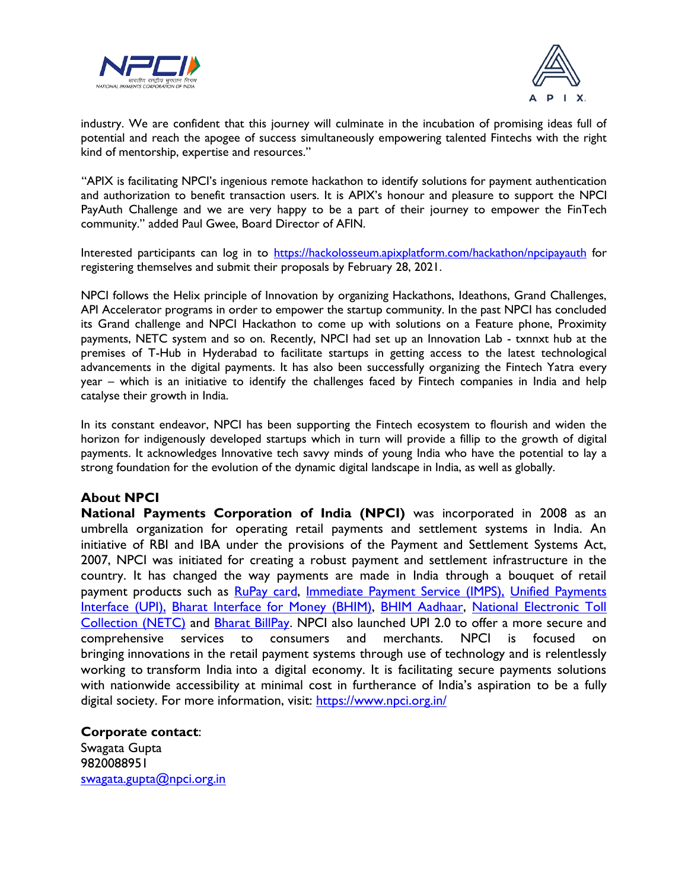industry. We are confident that this journey will culminate in the incubation of promising ideas full of potential and reach the apogee of success simultaneously empowering talented Fintechs with the right kind of mentorship, expertise and resources."

"APIX is facilitating NPCI's ingenious remote hackathon to identify solutions for payment authentication and authorization to benefit transaction users. It is APIX's honour and pleasure to support the NPCI PayAuth Challenge and we are very happy to be a part of their journey to empower the FinTech community." added Paul Gwee, Board Director of AFIN.

Interested participants can log in to https://hackolosseum.apixplatform.com/hackathon/npcipayauth for registering themselves and submit their proposals by February 28, 2021.

NPCI follows the Helix principle of Innovation by organizing Hackathons, Ideathons, Grand Challenges, API Accelerator programs in order to empower the startup community. In the past NPCI has concluded its Grand challenge and NPCI Hackathon to come up with solutions on a Feature phone, Proximity payments, NETC system and so on. Recently, NPCI had set up an Innovation Lab - txnnxt hub at the premises of T-Hub in Hyderabad to facilitate startups in getting access to the latest technological advancements in the digital payments. It has also been successfully organizing the Fintech Yatra every year – which is an initiative to identify the challenges faced by Fintech companies in India and help catalyse their growth in India.

In its constant endeavor, NPCI has been supporting the Fintech ecosystem to flourish and widen the horizon for indigenously developed startups which in turn will provide a fillip to the growth of digital payments. It acknowledges Innovative tech savvy minds of young India who have the potential to lay a strong foundation for the evolution of the dynamic digital landscape in India, as well as globally.

## About NPCI

**National Payments Corporation of India (NPCI)** was incorporated in 2008 as an umbrella organization for operating retail payments and settlement systems in India. An initiative of RBI and IBA under the provisions of the Payment and Settlement Systems Act, 2007, NPCI was initiated for creating a robust payment and settlement infrastructure in the country. It has changed the way payments are made in India through a bouquet of retail payment products such as RuPay card, Immediate Payment Service (IMPS), Unified Payments Interface (UPI), Bharat Interface for Money (BHIM), BHIM Aadhaar, National Electronic Toll Collection (NETC) and Bharat BillPay. NPCI also launched UPI 2.0 to offer a more secure and comprehensive services to consumers and merchants. NPCI is focused on bringing innovations in the retail payment systems through use of technology and is relentlessly working to transform India into a digital economy. It is facilitating secure payments solutions with nationwide accessibility at minimal cost in furtherance of India's aspiration to be a fully digital society. For more information, visit: https://www.npci.org.in/

**Corporate contact**:
Swagata Gupta
9820088951
swagata.gupta@npci.org.in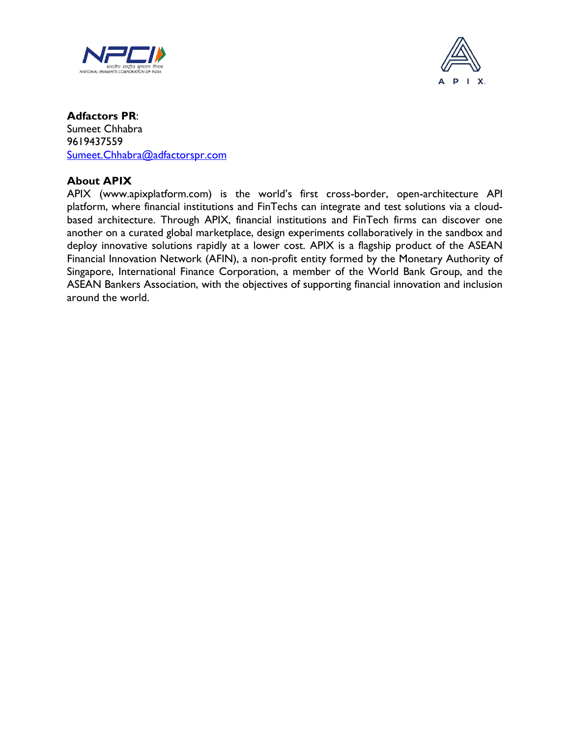**Adfactors PR**:
Sumeet Chhabra
9619437559
Sumeet.Chhabra@adfactorspr.com

**About APIX**

APIX (www.apixplatform.com) is the world's first cross-border, open-architecture API platform, where financial institutions and FinTechs can integrate and test solutions via a cloud-based architecture. Through APIX, financial institutions and FinTech firms can discover one another on a curated global marketplace, design experiments collaboratively in the sandbox and deploy innovative solutions rapidly at a lower cost. APIX is a flagship product of the ASEAN Financial Innovation Network (AFIN), a non-profit entity formed by the Monetary Authority of Singapore, International Finance Corporation, a member of the World Bank Group, and the ASEAN Bankers Association, with the objectives of supporting financial innovation and inclusion around the world.